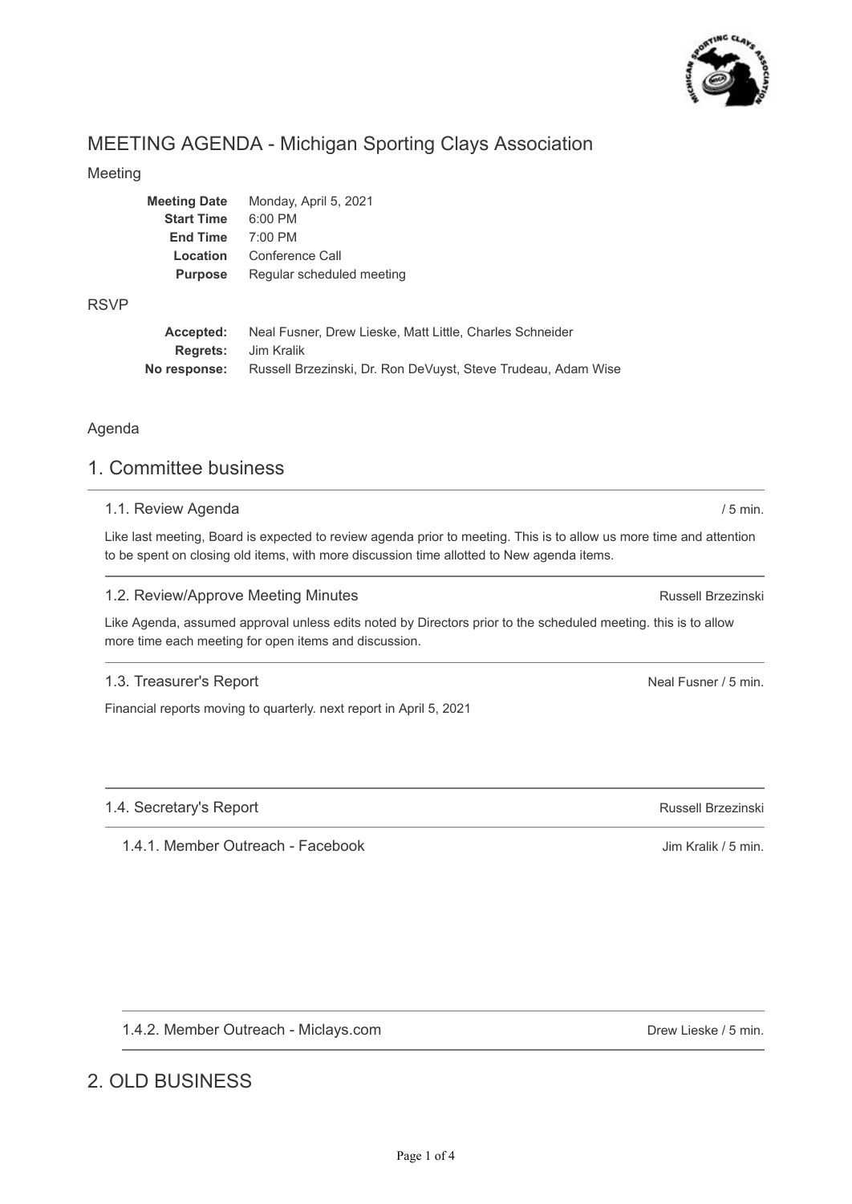# MEETING AGENDA - Michigan Sporting Clays Association

## Meeting

| | |
|---|---|
| **Meeting Date** | Monday, April 5, 2021 |
| **Start Time** | 6:00 PM |
| **End Time** | 7:00 PM |
| **Location** | Conference Call |
| **Purpose** | Regular scheduled meeting |

## RSVP

| | |
|---|---|
| **Accepted:** | Neal Fusner, Drew Lieske, Matt Little, Charles Schneider |
| **Regrets:** | Jim Kralik |
| **No response:** | Russell Brzezinski, Dr. Ron DeVuyst, Steve Trudeau, Adam Wise |

## Agenda

## 1. Committee business

### 1.1. Review Agenda

/ 5 min.

Like last meeting, Board is expected to review agenda prior to meeting. This is to allow us more time and attention to be spent on closing old items, with more discussion time allotted to New agenda items.

### 1.2. Review/Approve Meeting Minutes

Russell Brzezinski

Like Agenda, assumed approval unless edits noted by Directors prior to the scheduled meeting. this is to allow more time each meeting for open items and discussion.

### 1.3. Treasurer's Report

Neal Fusner / 5 min.

Financial reports moving to quarterly. next report in April 5, 2021

### 1.4. Secretary's Report

Russell Brzezinski

#### 1.4.1. Member Outreach - Facebook

Jim Kralik / 5 min.

#### 1.4.2. Member Outreach - Miclays.com

Drew Lieske / 5 min.

## 2. OLD BUSINESS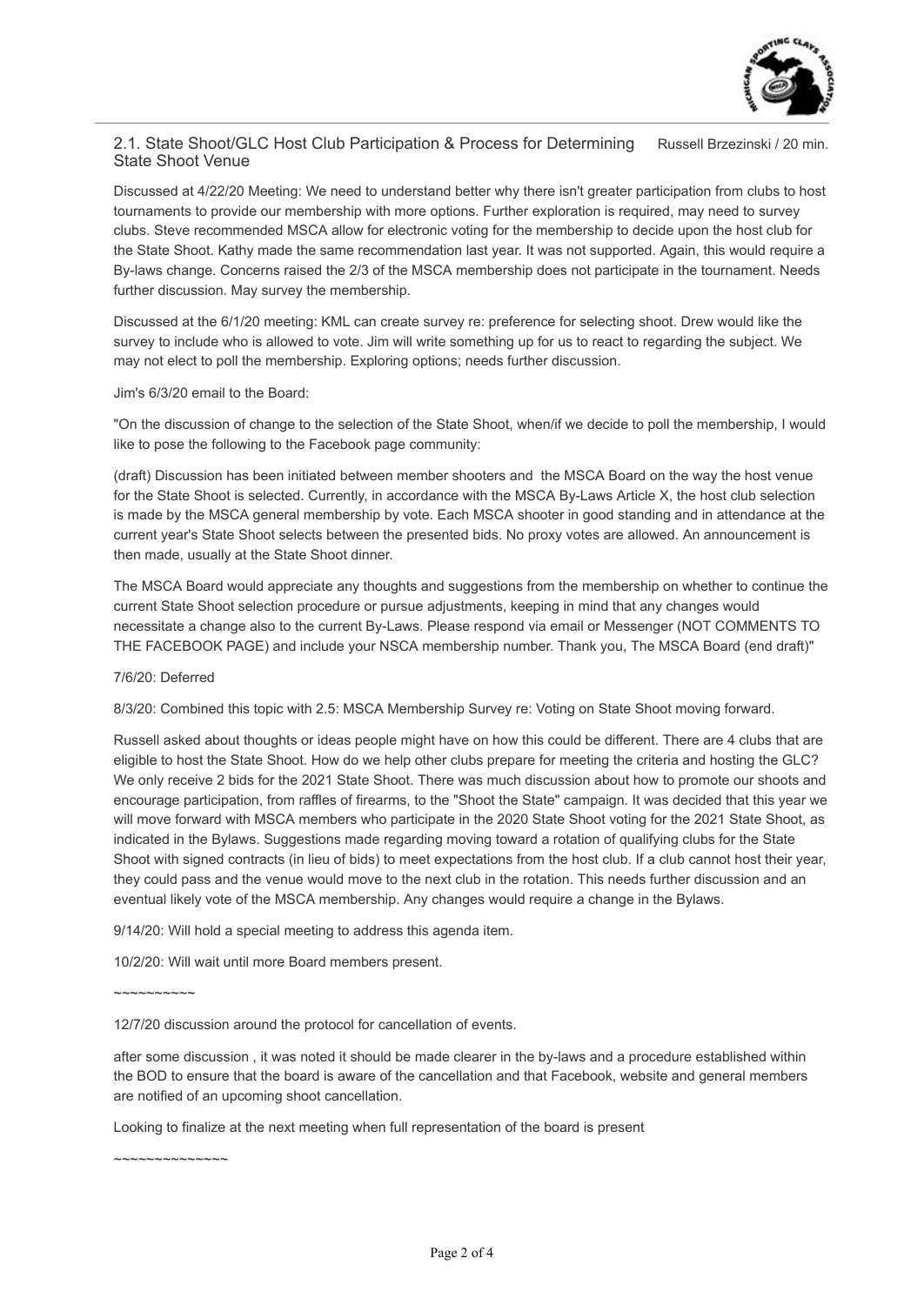### 2.1. State Shoot/GLC Host Club Participation & Process for Determining State Shoot Venue

Russell Brzezinski / 20 min.

Discussed at 4/22/20 Meeting: We need to understand better why there isn't greater participation from clubs to host tournaments to provide our membership with more options. Further exploration is required, may need to survey clubs. Steve recommended MSCA allow for electronic voting for the membership to decide upon the host club for the State Shoot. Kathy made the same recommendation last year. It was not supported. Again, this would require a By-laws change. Concerns raised the 2/3 of the MSCA membership does not participate in the tournament. Needs further discussion. May survey the membership.

Discussed at the 6/1/20 meeting: KML can create survey re: preference for selecting shoot. Drew would like the survey to include who is allowed to vote. Jim will write something up for us to react to regarding the subject. We may not elect to poll the membership. Exploring options; needs further discussion.

Jim's 6/3/20 email to the Board:

"On the discussion of change to the selection of the State Shoot, when/if we decide to poll the membership, I would like to pose the following to the Facebook page community:

(draft) Discussion has been initiated between member shooters and the MSCA Board on the way the host venue for the State Shoot is selected. Currently, in accordance with the MSCA By-Laws Article X, the host club selection is made by the MSCA general membership by vote. Each MSCA shooter in good standing and in attendance at the current year's State Shoot selects between the presented bids. No proxy votes are allowed. An announcement is then made, usually at the State Shoot dinner.

The MSCA Board would appreciate any thoughts and suggestions from the membership on whether to continue the current State Shoot selection procedure or pursue adjustments, keeping in mind that any changes would necessitate a change also to the current By-Laws. Please respond via email or Messenger (NOT COMMENTS TO THE FACEBOOK PAGE) and include your NSCA membership number. Thank you, The MSCA Board (end draft)"

7/6/20: Deferred

8/3/20: Combined this topic with 2.5: MSCA Membership Survey re: Voting on State Shoot moving forward.

Russell asked about thoughts or ideas people might have on how this could be different. There are 4 clubs that are eligible to host the State Shoot. How do we help other clubs prepare for meeting the criteria and hosting the GLC? We only receive 2 bids for the 2021 State Shoot. There was much discussion about how to promote our shoots and encourage participation, from raffles of firearms, to the "Shoot the State" campaign. It was decided that this year we will move forward with MSCA members who participate in the 2020 State Shoot voting for the 2021 State Shoot, as indicated in the Bylaws. Suggestions made regarding moving toward a rotation of qualifying clubs for the State Shoot with signed contracts (in lieu of bids) to meet expectations from the host club. If a club cannot host their year, they could pass and the venue would move to the next club in the rotation. This needs further discussion and an eventual likely vote of the MSCA membership. Any changes would require a change in the Bylaws.

9/14/20: Will hold a special meeting to address this agenda item.

10/2/20: Will wait until more Board members present.

~~~~~~~~~~

12/7/20 discussion around the protocol for cancellation of events.

after some discussion , it was noted it should be made clearer in the by-laws and a procedure established within the BOD to ensure that the board is aware of the cancellation and that Facebook, website and general members are notified of an upcoming shoot cancellation.

Looking to finalize at the next meeting when full representation of the board is present

~~~~~~~~~~~~~~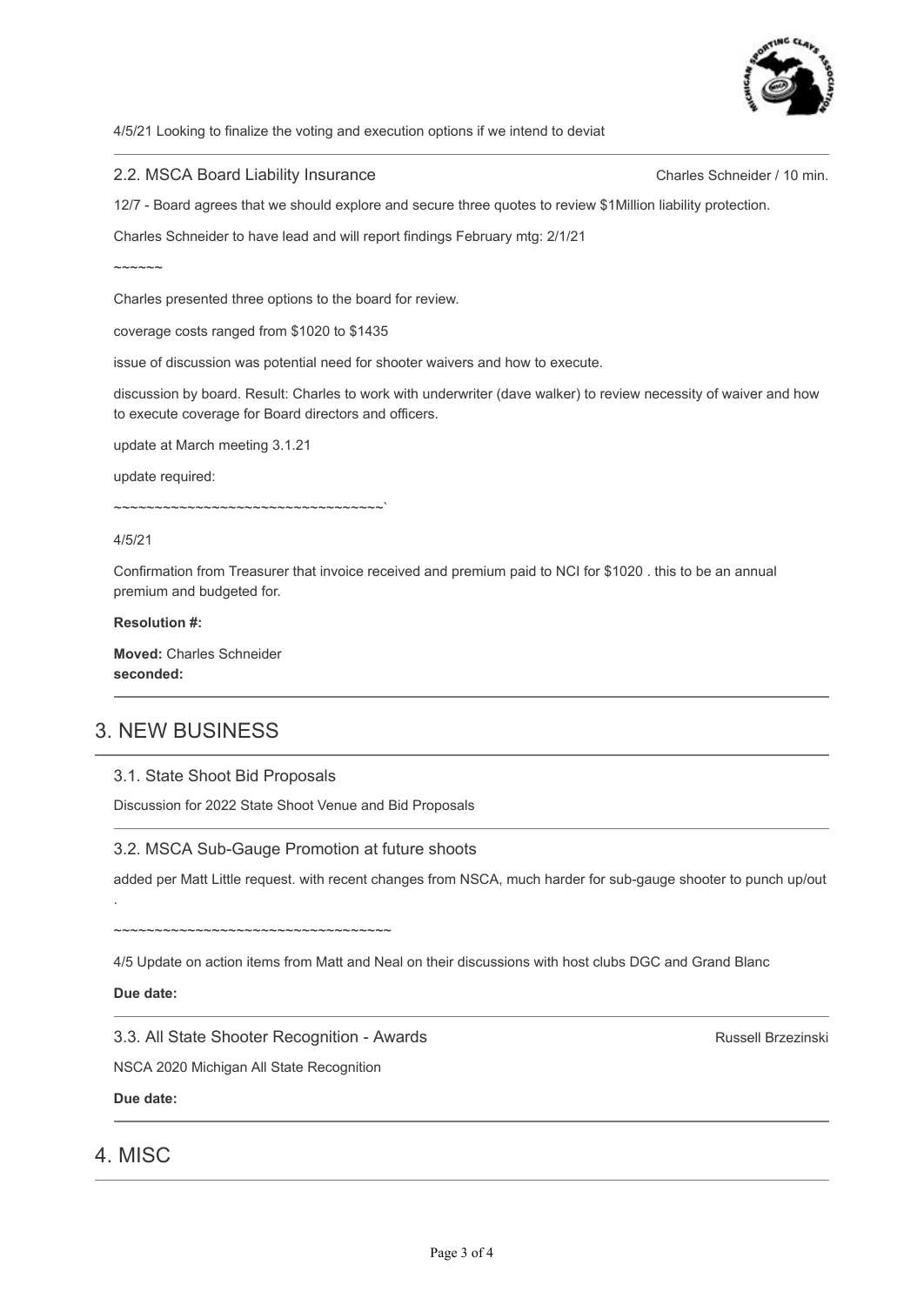4/5/21 Looking to finalize the voting and execution options if we intend to deviat

### 2.2. MSCA Board Liability Insurance

Charles Schneider / 10 min.

12/7 - Board agrees that we should explore and secure three quotes to review $1Million liability protection.

Charles Schneider to have lead and will report findings February mtg: 2/1/21

~~~~~~

Charles presented three options to the board for review.

coverage costs ranged from $1020 to $1435

issue of discussion was potential need for shooter waivers and how to execute.

discussion by board. Result: Charles to work with underwriter (dave walker) to review necessity of waiver and how to execute coverage for Board directors and officers.

update at March meeting 3.1.21

update required:

~~~~~~~~~~~~~~~~~~~~~~~~~~~~~~~~~~`

4/5/21

Confirmation from Treasurer that invoice received and premium paid to NCI for $1020 . this to be an annual premium and budgeted for.

**Resolution #:**

**Moved:** Charles Schneider
**seconded:**

## 3. NEW BUSINESS

### 3.1. State Shoot Bid Proposals

Discussion for 2022 State Shoot Venue and Bid Proposals

### 3.2. MSCA Sub-Gauge Promotion at future shoots

added per Matt Little request. with recent changes from NSCA, much harder for sub-gauge shooter to punch up/out

.

~~~~~~~~~~~~~~~~~~~~~~~~~~~~~~~~~~~

4/5 Update on action items from Matt and Neal on their discussions with host clubs DGC and Grand Blanc

**Due date:**

### 3.3. All State Shooter Recognition - Awards

Russell Brzezinski

NSCA 2020 Michigan All State Recognition

**Due date:**

## 4. MISC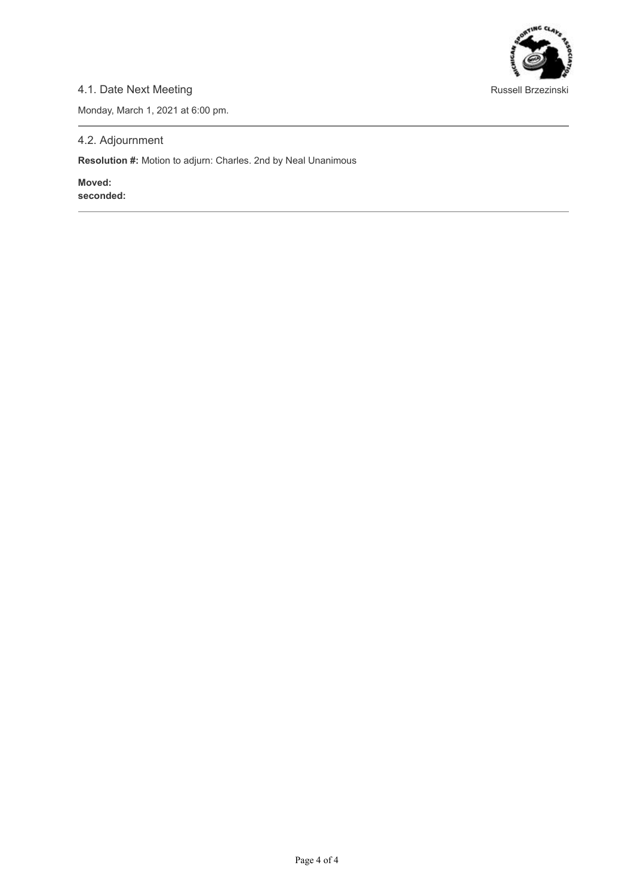### 4.1. Date Next Meeting

Russell Brzezinski

Monday, March 1, 2021 at 6:00 pm.

### 4.2. Adjournment

**Resolution #:** Motion to adjurn: Charles. 2nd by Neal Unanimous

**Moved:**
**seconded:**